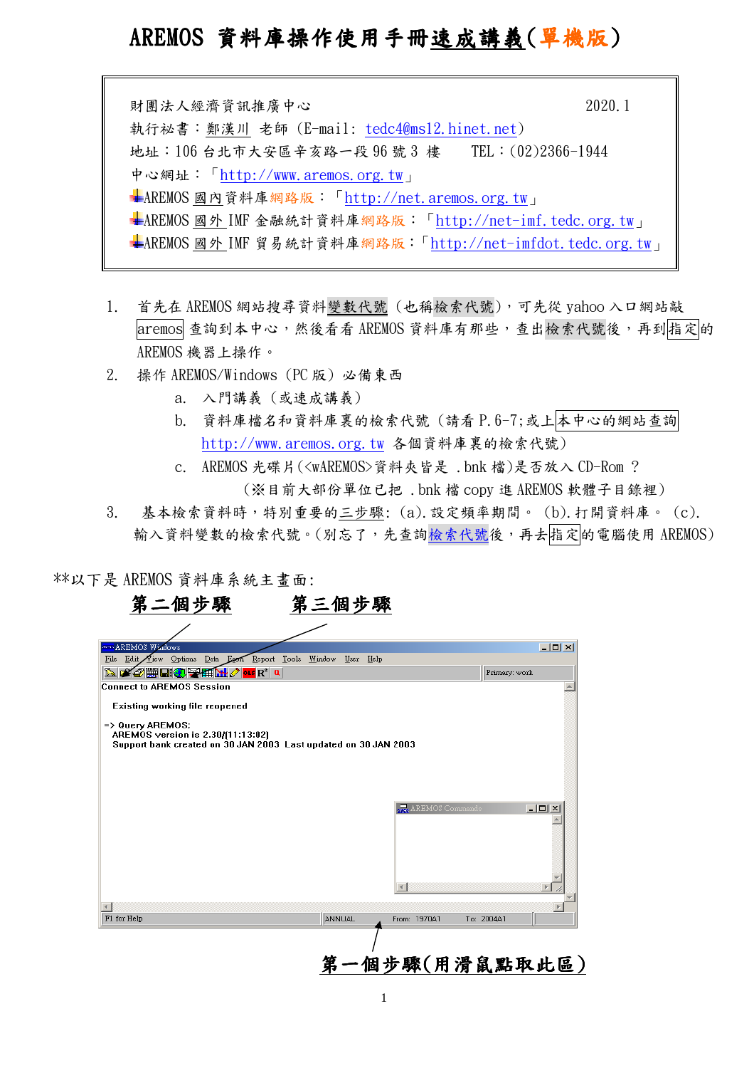# AREMOS 資料庫操作使用手冊速成講義(單機版)

財團法人經濟資訊推廣中心　　　　　　　　　　　　　　　　2020.1
執行秘書：鄭漢川 老師 (E-mail: tedc4@ms12.hinet.net)
地址：106 台北市大安區辛亥路一段 96 號 3 樓　　TEL：(02)2366-1944
中心網址：「http://www.aremos.org.tw」
AREMOS 國內資料庫網路版：「http://net.aremos.org.tw」
AREMOS 國外 IMF 金融統計資料庫網路版：「http://net-imf.tedc.org.tw」
AREMOS 國外 IMF 貿易統計資料庫網路版：「http://net-imfdot.tedc.org.tw」

1. 首先在 AREMOS 網站搜尋資料變數代號 (也稱檢索代號)，可先從 yahoo 入口網站敲 aremos 查詢到本中心，然後看看 AREMOS 資料庫有那些，查出檢索代號後，再到指定的 AREMOS 機器上操作。
2. 操作 AREMOS/Windows (PC 版) 必備東西
   a. 入門講義 (或速成講義)
   b. 資料庫檔名和資料庫裏的檢索代號 (請看 P.6-7;或上本中心的網站查詢 http://www.aremos.org.tw 各個資料庫裏的檢索代號)
   c. AREMOS 光碟片(<wAREMOS>資料夾皆是 .bnk 檔)是否放入 CD-Rom ？
      (※目前大部份單位已把 .bnk 檔 copy 進 AREMOS 軟體子目錄裡)
3. 基本檢索資料時，特別重要的三步驟: (a).設定頻率期間。 (b).打開資料庫。 (c).輸入資料變數的檢索代號。(別忘了，先查詢檢索代號後，再去指定的電腦使用 AREMOS)

**以下是 AREMOS 資料庫系統主畫面:

**第二個步驟**　　　**第三個步驟**

AREMOS Windows
File Edit View Options Data Econ Report Tools Window User Help
Primary: work
Connect to AREMOS Session
Existing working file reopened
=> Query AREMOS;
AREMOS version is 2.30/[11:13:02]
Support bank created on 30 JAN 2003 Last updated on 30 JAN 2003
AREMOS Commands
F1 for Help　ANNUAL　From: 1970A1　To: 2004A1

**第一個步驟(用滑鼠點取此區)**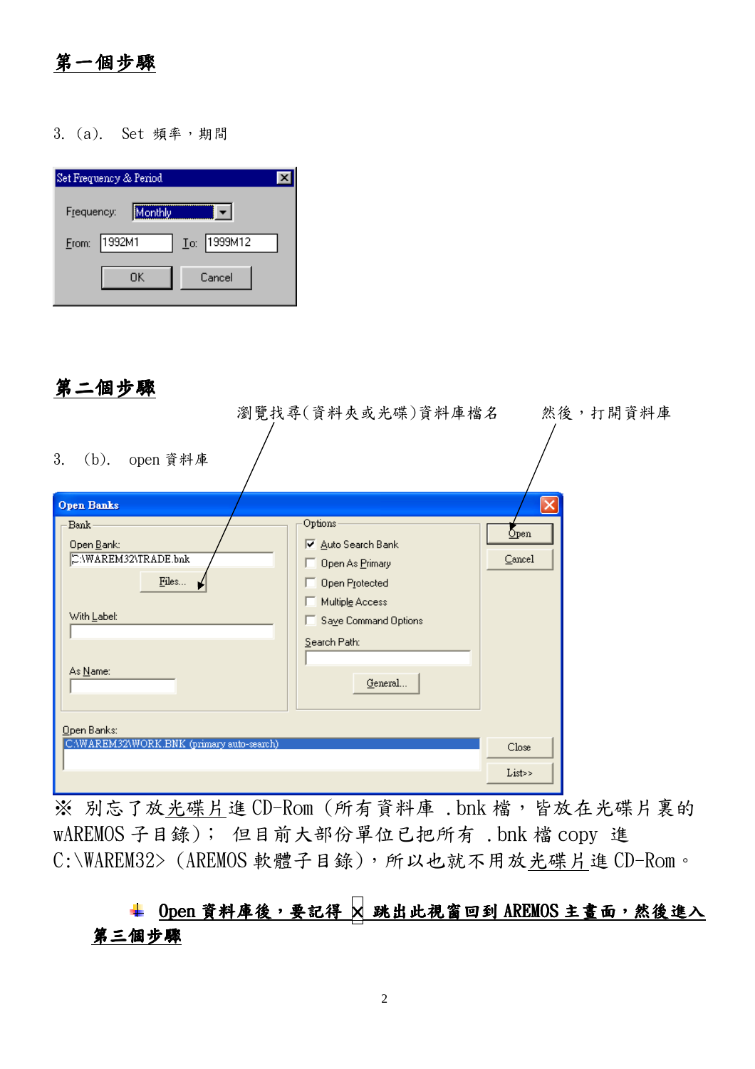## 第一個步驟

3. (a). Set 頻率，期間

Set Frequency & Period

Frequency: Monthly

From: 1992M1 To: 1999M12

OK Cancel

## 第二個步驟

瀏覽找尋(資料夾或光碟)資料庫檔名 然後，打開資料庫

3. (b). open 資料庫

Open Banks

Bank

Open Bank: C:\WAREM32\TRADE.bnk

Files...

With Label:

As Name:

Options

☑ Auto Search Bank

☐ Open As Primary

☐ Open Protected

☐ Multiple Access

☐ Save Command Options

Search Path:

General...

Open

Cancel

Open Banks:

C:\WAREM32\WORK.BNK (primary auto-search)

Close

List>>

※ 別忘了放光碟片進 CD-Rom (所有資料庫 .bnk 檔，皆放在光碟片裏的 wAREMOS 子目錄)； 但目前大部份單位已把所有 .bnk 檔 copy 進 C:\WAREM32> (AREMOS 軟體子目錄)，所以也就不用放光碟片進 CD-Rom。

- **Open 資料庫後，要記得 ☒ 跳出此視窗回到 AREMOS 主畫面，然後進入第三個步驟**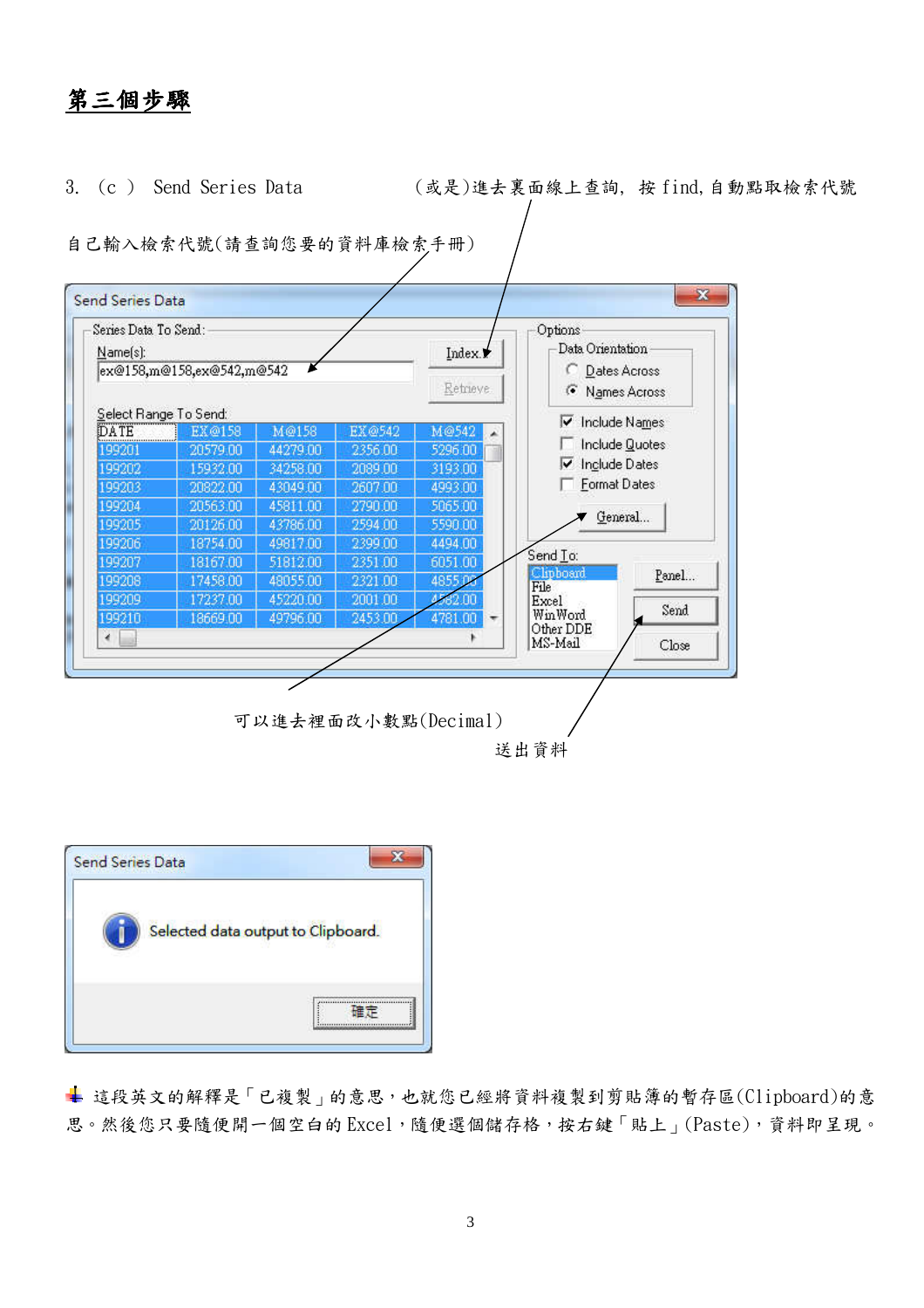# 第三個步驟

3. （c ） Send Series Data （或是)進去裏面線上查詢, 按 find,自動點取檢索代號

自己輸入檢索代號(請查詢您要的資料庫檢索手冊)

可以進去裡面改小數點(Decimal)

送出資料

✚ 這段英文的解釋是「已複製」的意思，也就您已經將資料複製到剪貼簿的暫存區(Clipboard)的意思。然後您只要隨便開一個空白的 Excel，隨便選個儲存格，按右鍵「貼上」(Paste)，資料即呈現。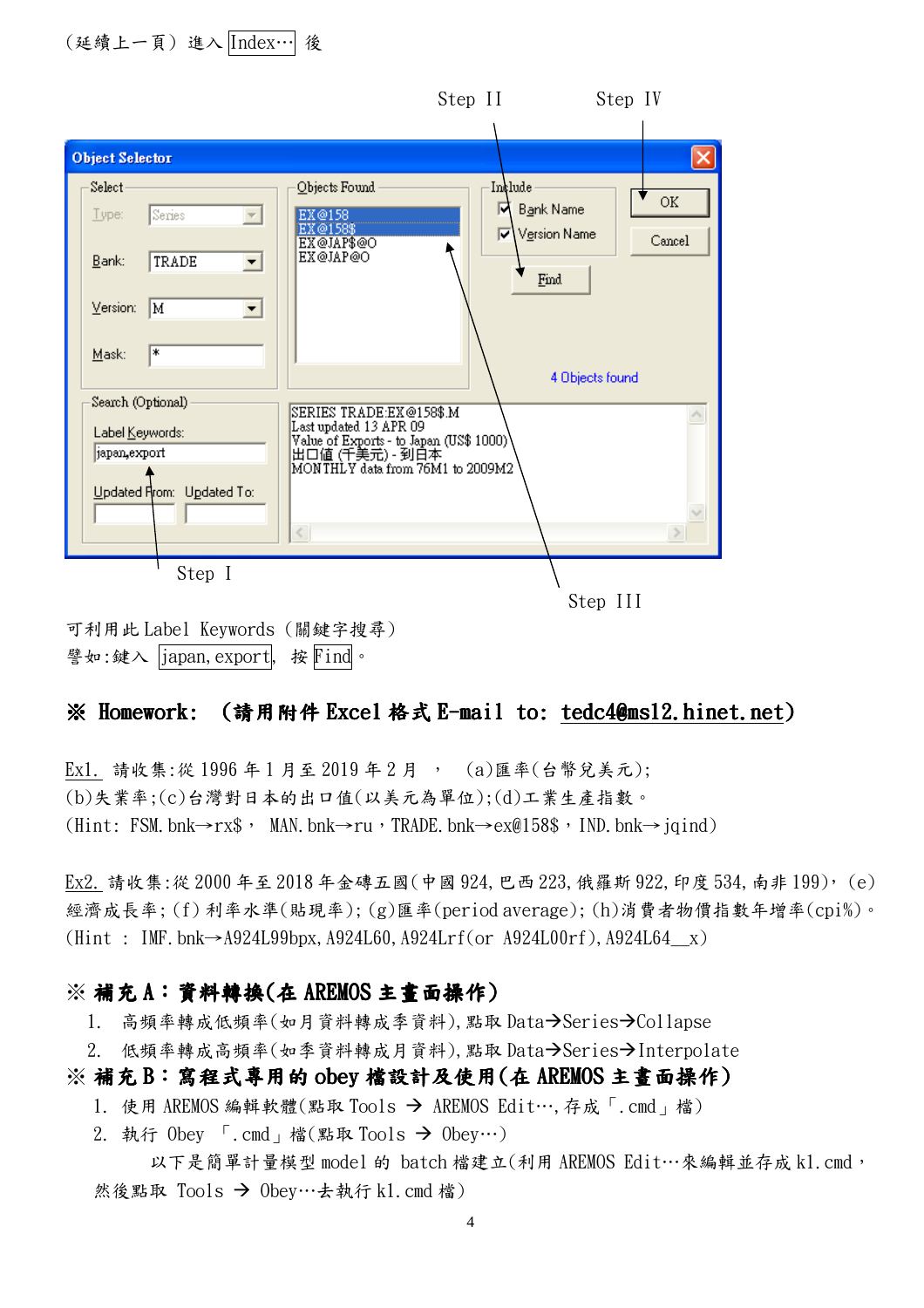(延續上一頁) 進入 Index… 後

Step II

Step IV

Object Selector

Select

Type: Series

Bank: TRADE

Version: M

Mask: *

Objects Found

EX@158
EX@158$
EX@JAP$@O
EX@JAP@O

Include

Bank Name

Version Name

OK

Cancel

Find

4 Objects found

Search (Optional)

Label Keywords:

japan,export

Updated From: Updated To:

SERIES TRADE:EX@158$.M
Last updated 13 APR 09
Value of Exports - to Japan (US$ 1000)
出口值 (千美元) - 到日本
MONTHLY data from 76M1 to 2009M2

Step I

Step III

可利用此 Label Keywords (關鍵字搜尋)
譬如:鍵入 japan, export, 按 Find。

## ※ Homework: (請用附件 Excel 格式 E-mail to: tedc4@ms12.hinet.net)

Ex1. 請收集:從 1996 年 1 月至 2019 年 2 月 , (a)匯率(台幣兌美元);
(b)失業率;(c)台灣對日本的出口值(以美元為單位);(d)工業生產指數。
(Hint: FSM.bnk→rx$, MAN.bnk→ru, TRADE.bnk→ex@158$, IND.bnk→jqind)

Ex2. 請收集:從 2000 年至 2018 年金磚五國(中國 924, 巴西 223, 俄羅斯 922, 印度 534, 南非 199), (e)經濟成長率; (f) 利率水準(貼現率); (g)匯率(period average); (h)消費者物價指數年增率(cpi%)。
(Hint : IMF.bnk→A924L99bpx, A924L60, A924Lrf(or A924L00rf), A924L64__x)

## ※ 補充 A:資料轉換(在 AREMOS 主畫面操作)

1. 高頻率轉成低頻率(如月資料轉成季資料), 點取 Data→Series→Collapse
2. 低頻率轉成高頻率(如季資料轉成月資料), 點取 Data→Series→Interpolate

## ※ 補充 B:寫程式專用的 obey 檔設計及使用(在 AREMOS 主畫面操作)

1. 使用 AREMOS 編輯軟體(點取 Tools → AREMOS Edit…, 存成「.cmd」檔)
2. 執行 Obey 「.cmd」檔(點取 Tools → Obey…)

以下是簡單計量模型 model 的 batch 檔建立(利用 AREMOS Edit…來編輯並存成 k1.cmd, 然後點取 Tools → Obey…去執行 k1.cmd 檔)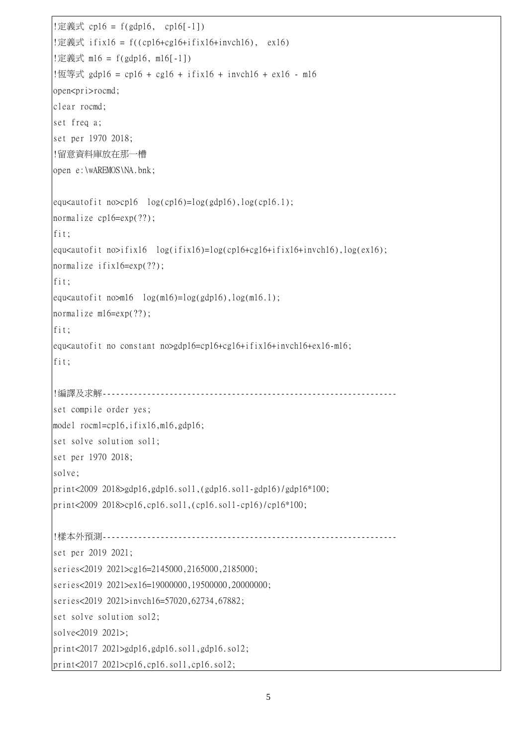```
!定義式 cp16 = f(gdp16,  cp16[-1])
!定義式 ifix16 = f((cp16+cg16+ifix16+invch16),  ex16)
!定義式 m16 = f(gdp16, m16[-1])
!恆等式 gdp16 = cp16 + cg16 + ifix16 + invch16 + ex16 - m16
open<pri>rocmd;
clear rocmd;
set freq a;
set per 1970 2018;
!留意資料庫放在那一槽
open e:\wAREMOS\NA.bnk;

equ<autofit no>cp16  log(cp16)=log(gdp16),log(cp16.1);
normalize cp16=exp(??);
fit;
equ<autofit no>ifix16  log(ifix16)=log(cp16+cg16+ifix16+invch16),log(ex16);
normalize ifix16=exp(??);
fit;
equ<autofit no>m16  log(m16)=log(gdp16),log(m16.1);
normalize m16=exp(??);
fit;
equ<autofit no constant no>gdp16=cp16+cg16+ifix16+invch16+ex16-m16;
fit;

!編譯及求解----------------------------------------------------------------
set compile order yes;
model rocm1=cp16,ifix16,m16,gdp16;
set solve solution sol1;
set per 1970 2018;
solve;
print<2009 2018>gdp16,gdp16.sol1,(gdp16.sol1-gdp16)/gdp16*100;
print<2009 2018>cp16,cp16.sol1,(cp16.sol1-cp16)/cp16*100;

!樣本外預測----------------------------------------------------------------
set per 2019 2021;
series<2019 2021>cg16=2145000,2165000,2185000;
series<2019 2021>ex16=19000000,19500000,20000000;
series<2019 2021>invch16=57020,62734,67882;
set solve solution sol2;
solve<2019 2021>;
print<2017 2021>gdp16,gdp16.sol1,gdp16.sol2;
print<2017 2021>cp16,cp16.sol1,cp16.sol2;
```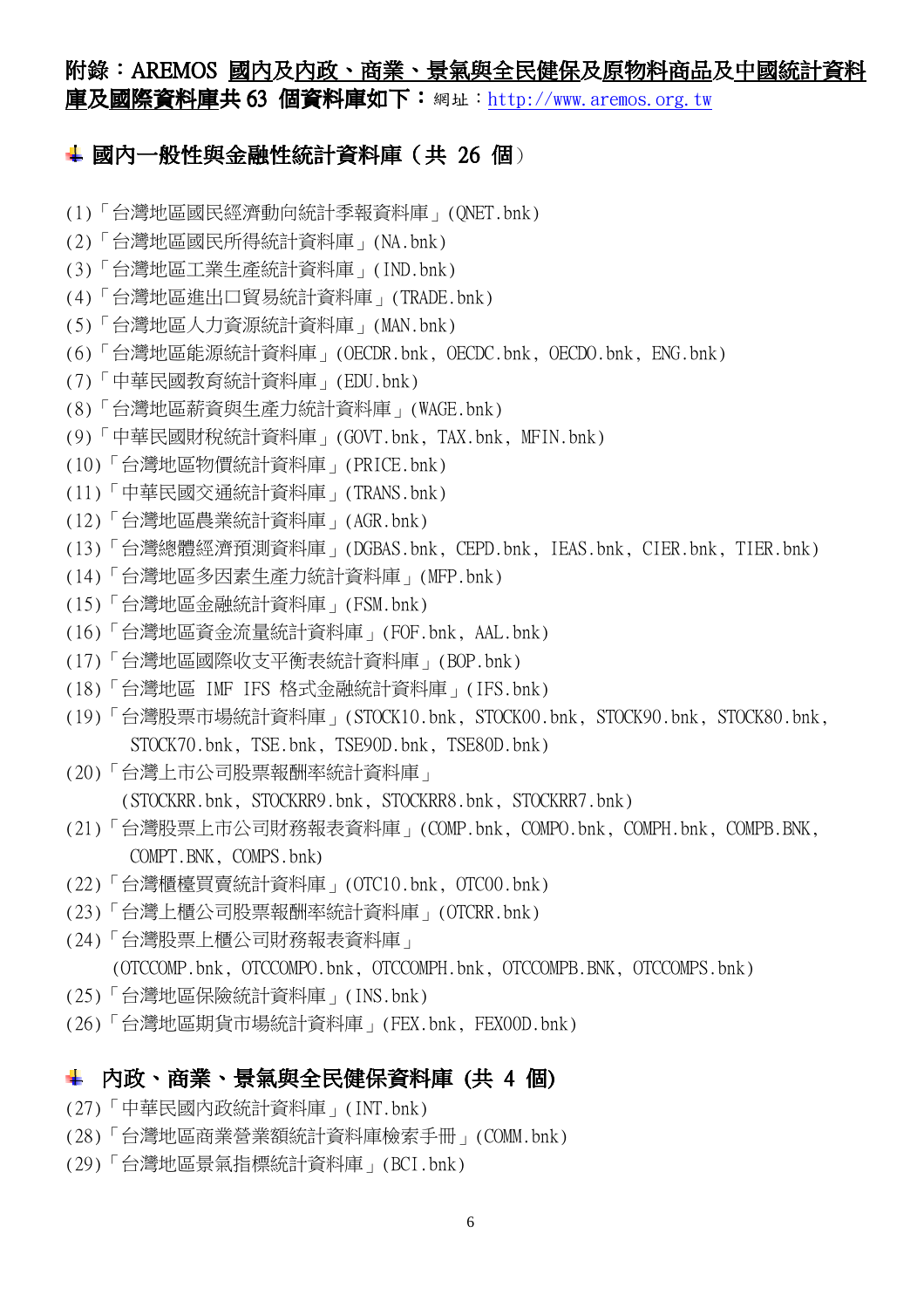# 附錄：AREMOS 國內及內政、商業、景氣與全民健保及原物料商品及中國統計資料庫及國際資料庫共 63 個資料庫如下：網址：http://www.aremos.org.tw

## 國內一般性與金融性統計資料庫（共 26 個）

(1)「台灣地區國民經濟動向統計季報資料庫」(QNET.bnk)
(2)「台灣地區國民所得統計資料庫」(NA.bnk)
(3)「台灣地區工業生產統計資料庫」(IND.bnk)
(4)「台灣地區進出口貿易統計資料庫」(TRADE.bnk)
(5)「台灣地區人力資源統計資料庫」(MAN.bnk)
(6)「台灣地區能源統計資料庫」(OECDR.bnk, OECDC.bnk, OECDO.bnk, ENG.bnk)
(7)「中華民國教育統計資料庫」(EDU.bnk)
(8)「台灣地區薪資與生產力統計資料庫」(WAGE.bnk)
(9)「中華民國財稅統計資料庫」(GOVT.bnk, TAX.bnk, MFIN.bnk)
(10)「台灣地區物價統計資料庫」(PRICE.bnk)
(11)「中華民國交通統計資料庫」(TRANS.bnk)
(12)「台灣地區農業統計資料庫」(AGR.bnk)
(13)「台灣總體經濟預測資料庫」(DGBAS.bnk, CEPD.bnk, IEAS.bnk, CIER.bnk, TIER.bnk)
(14)「台灣地區多因素生產力統計資料庫」(MFP.bnk)
(15)「台灣地區金融統計資料庫」(FSM.bnk)
(16)「台灣地區資金流量統計資料庫」(FOF.bnk, AAL.bnk)
(17)「台灣地區國際收支平衡表統計資料庫」(BOP.bnk)
(18)「台灣地區 IMF IFS 格式金融統計資料庫」(IFS.bnk)
(19)「台灣股票市場統計資料庫」(STOCK10.bnk, STOCK00.bnk, STOCK90.bnk, STOCK80.bnk, STOCK70.bnk, TSE.bnk, TSE90D.bnk, TSE80D.bnk)
(20)「台灣上市公司股票報酬率統計資料庫」(STOCKRR.bnk, STOCKRR9.bnk, STOCKRR8.bnk, STOCKRR7.bnk)
(21)「台灣股票上市公司財務報表資料庫」(COMP.bnk, COMPO.bnk, COMPH.bnk, COMPB.BNK, COMPT.BNK, COMPS.bnk)
(22)「台灣櫃檯買賣統計資料庫」(OTC10.bnk, OTC00.bnk)
(23)「台灣上櫃公司股票報酬率統計資料庫」(OTCRR.bnk)
(24)「台灣股票上櫃公司財務報表資料庫」(OTCCOMP.bnk, OTCCOMPO.bnk, OTCCOMPH.bnk, OTCCOMPB.BNK, OTCCOMPS.bnk)
(25)「台灣地區保險統計資料庫」(INS.bnk)
(26)「台灣地區期貨市場統計資料庫」(FEX.bnk, FEX00D.bnk)

## 內政、商業、景氣與全民健保資料庫 (共 4 個)

(27)「中華民國內政統計資料庫」(INT.bnk)
(28)「台灣地區商業營業額統計資料庫檢索手冊」(COMM.bnk)
(29)「台灣地區景氣指標統計資料庫」(BCI.bnk)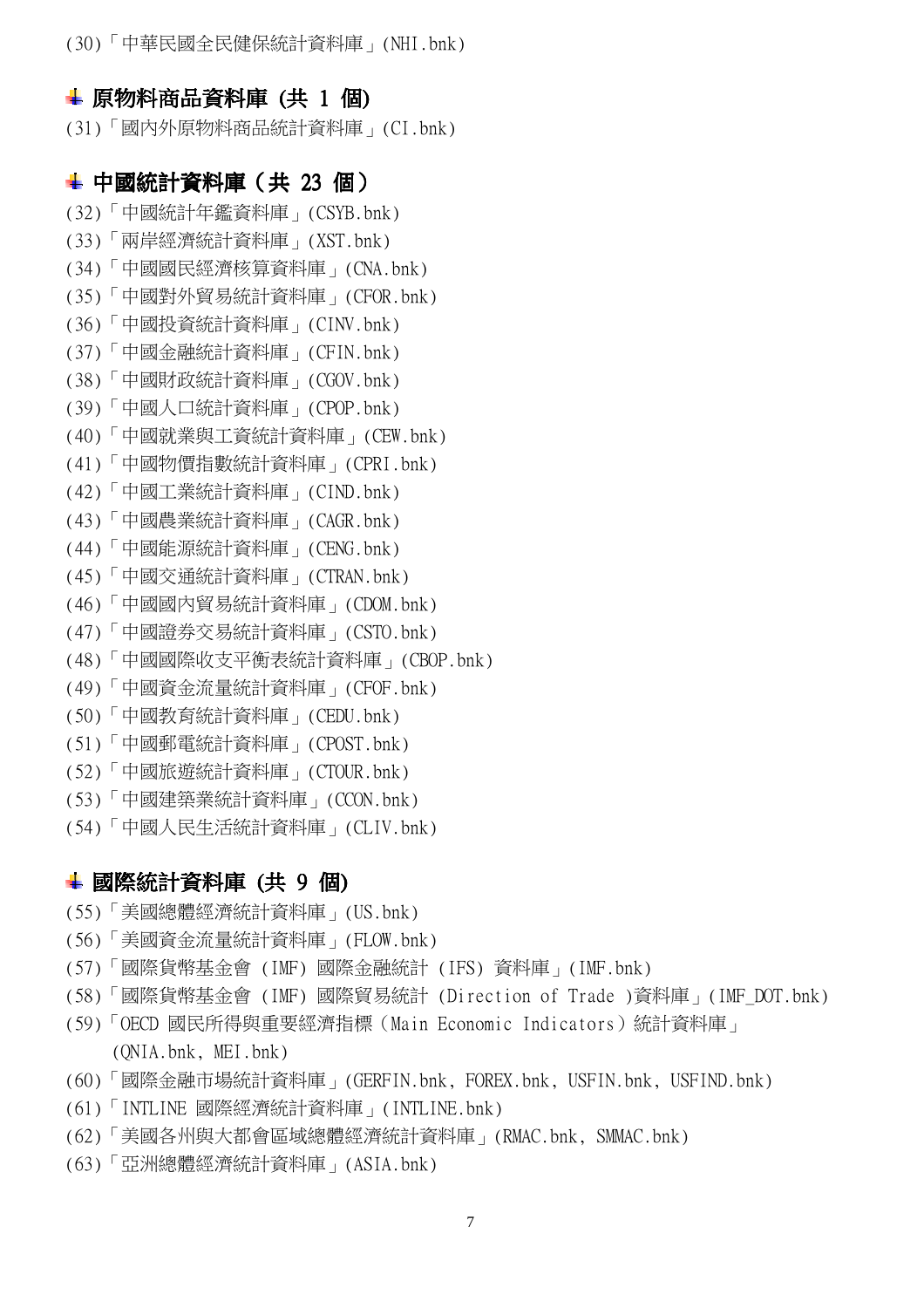(30)「中華民國全民健保統計資料庫」(NHI.bnk)

## 原物料商品資料庫 (共 1 個)

(31)「國內外原物料商品統計資料庫」(CI.bnk)

## 中國統計資料庫（共 23 個）

(32)「中國統計年鑑資料庫」(CSYB.bnk)
(33)「兩岸經濟統計資料庫」(XST.bnk)
(34)「中國國民經濟核算資料庫」(CNA.bnk)
(35)「中國對外貿易統計資料庫」(CFOR.bnk)
(36)「中國投資統計資料庫」(CINV.bnk)
(37)「中國金融統計資料庫」(CFIN.bnk)
(38)「中國財政統計資料庫」(CGOV.bnk)
(39)「中國人口統計資料庫」(CPOP.bnk)
(40)「中國就業與工資統計資料庫」(CEW.bnk)
(41)「中國物價指數統計資料庫」(CPRI.bnk)
(42)「中國工業統計資料庫」(CIND.bnk)
(43)「中國農業統計資料庫」(CAGR.bnk)
(44)「中國能源統計資料庫」(CENG.bnk)
(45)「中國交通統計資料庫」(CTRAN.bnk)
(46)「中國國內貿易統計資料庫」(CDOM.bnk)
(47)「中國證券交易統計資料庫」(CSTO.bnk)
(48)「中國國際收支平衡表統計資料庫」(CBOP.bnk)
(49)「中國資金流量統計資料庫」(CFOF.bnk)
(50)「中國教育統計資料庫」(CEDU.bnk)
(51)「中國郵電統計資料庫」(CPOST.bnk)
(52)「中國旅遊統計資料庫」(CTOUR.bnk)
(53)「中國建築業統計資料庫」(CCON.bnk)
(54)「中國人民生活統計資料庫」(CLIV.bnk)

## 國際統計資料庫 (共 9 個)

(55)「美國總體經濟統計資料庫」(US.bnk)
(56)「美國資金流量統計資料庫」(FLOW.bnk)
(57)「國際貨幣基金會 (IMF) 國際金融統計 (IFS) 資料庫」(IMF.bnk)
(58)「國際貨幣基金會 (IMF) 國際貿易統計 (Direction of Trade )資料庫」(IMF_DOT.bnk)
(59)「OECD 國民所得與重要經濟指標（Main Economic Indicators）統計資料庫」(QNIA.bnk, MEI.bnk)
(60)「國際金融市場統計資料庫」(GERFIN.bnk, FOREX.bnk, USFIN.bnk, USFIND.bnk)
(61)「INTLINE 國際經濟統計資料庫」(INTLINE.bnk)
(62)「美國各州與大都會區域總體經濟統計資料庫」(RMAC.bnk, SMMAC.bnk)
(63)「亞洲總體經濟統計資料庫」(ASIA.bnk)